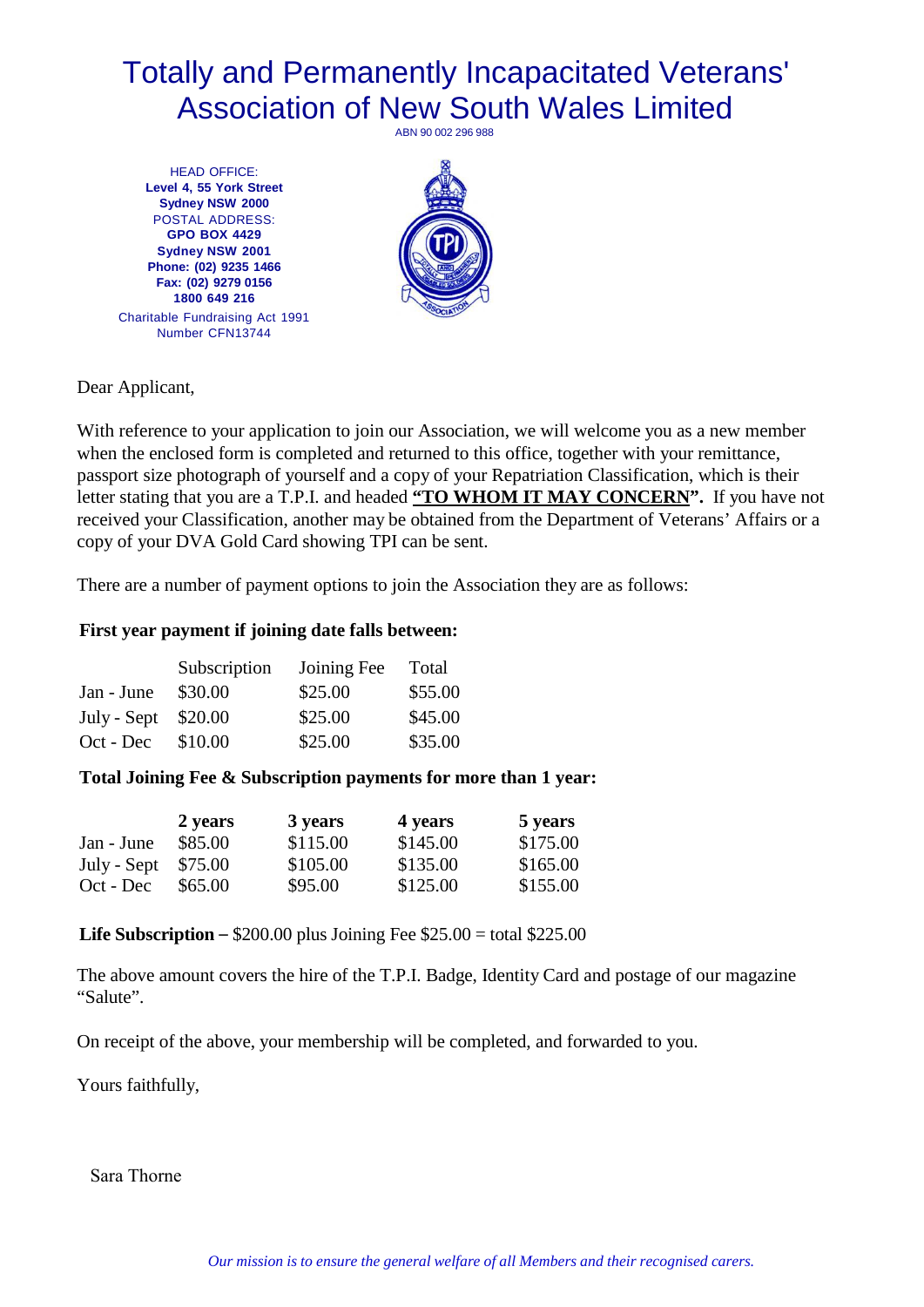# Totally and Permanently Incapacitated Veterans' Association of New South Wales Limited

ABN 90 002 296 988

HEAD OFFICE:
**Level 4, 55 York Street**
**Sydney NSW 2000**
POSTAL ADDRESS:
**GPO BOX 4429**
**Sydney NSW 2001**
**Phone: (02) 9235 1466**
**Fax: (02) 9279 0156**
**1800 649 216**
Charitable Fundraising Act 1991
Number CFN13744

Dear Applicant,

With reference to your application to join our Association, we will welcome you as a new member when the enclosed form is completed and returned to this office, together with your remittance, passport size photograph of yourself and a copy of your Repatriation Classification, which is their letter stating that you are a T.P.I. and headed **"TO WHOM IT MAY CONCERN".** If you have not received your Classification, another may be obtained from the Department of Veterans' Affairs or a copy of your DVA Gold Card showing TPI can be sent.

There are a number of payment options to join the Association they are as follows:

**First year payment if joining date falls between:**

| | Subscription | Joining Fee | Total |
|---|---|---|---|
| Jan - June | $30.00 | $25.00 | $55.00 |
| July - Sept | $20.00 | $25.00 | $45.00 |
| Oct - Dec | $10.00 | $25.00 | $35.00 |

**Total Joining Fee & Subscription payments for more than 1 year:**

| | **2 years** | **3 years** | **4 years** | **5 years** |
|---|---|---|---|---|
| Jan - June | $85.00 | $115.00 | $145.00 | $175.00 |
| July - Sept | $75.00 | $105.00 | $135.00 | $165.00 |
| Oct - Dec | $65.00 | $95.00 | $125.00 | $155.00 |

**Life Subscription –** $200.00 plus Joining Fee $25.00 = total $225.00

The above amount covers the hire of the T.P.I. Badge, Identity Card and postage of our magazine "Salute".

On receipt of the above, your membership will be completed, and forwarded to you.

Yours faithfully,

Sara Thorne

*Our mission is to ensure the general welfare of all Members and their recognised carers.*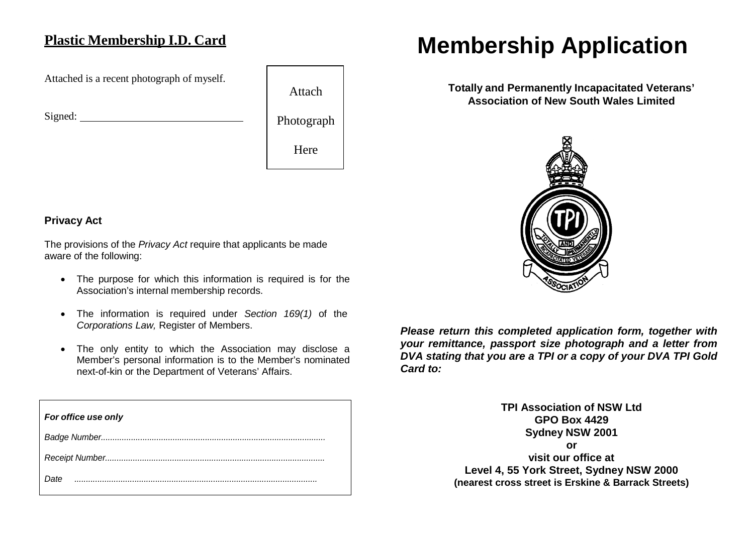## Plastic Membership I.D. Card

Attached is a recent photograph of myself.

Signed: ______________________________

Attach

Photograph

Here

### Privacy Act

The provisions of the *Privacy Act* require that applicants be made aware of the following:

- The purpose for which this information is required is for the Association's internal membership records.
- The information is required under *Section 169(1)* of the *Corporations Law,* Register of Members.
- The only entity to which the Association may disclose a Member's personal information is to the Member's nominated next-of-kin or the Department of Veterans' Affairs.

***For office use only***

*Badge Number................................................................................................*

*Receipt Number..............................................................................................*

*Date ........................................................................................................*

# Membership Application

**Totally and Permanently Incapacitated Veterans' Association of New South Wales Limited**

***Please return this completed application form, together with your remittance, passport size photograph and a letter from DVA stating that you are a TPI or a copy of your DVA TPI Gold Card to:***

**TPI Association of NSW Ltd**
**GPO Box 4429**
**Sydney NSW 2001**
**or**
**visit our office at**
**Level 4, 55 York Street, Sydney NSW 2000**
**(nearest cross street is Erskine & Barrack Streets)**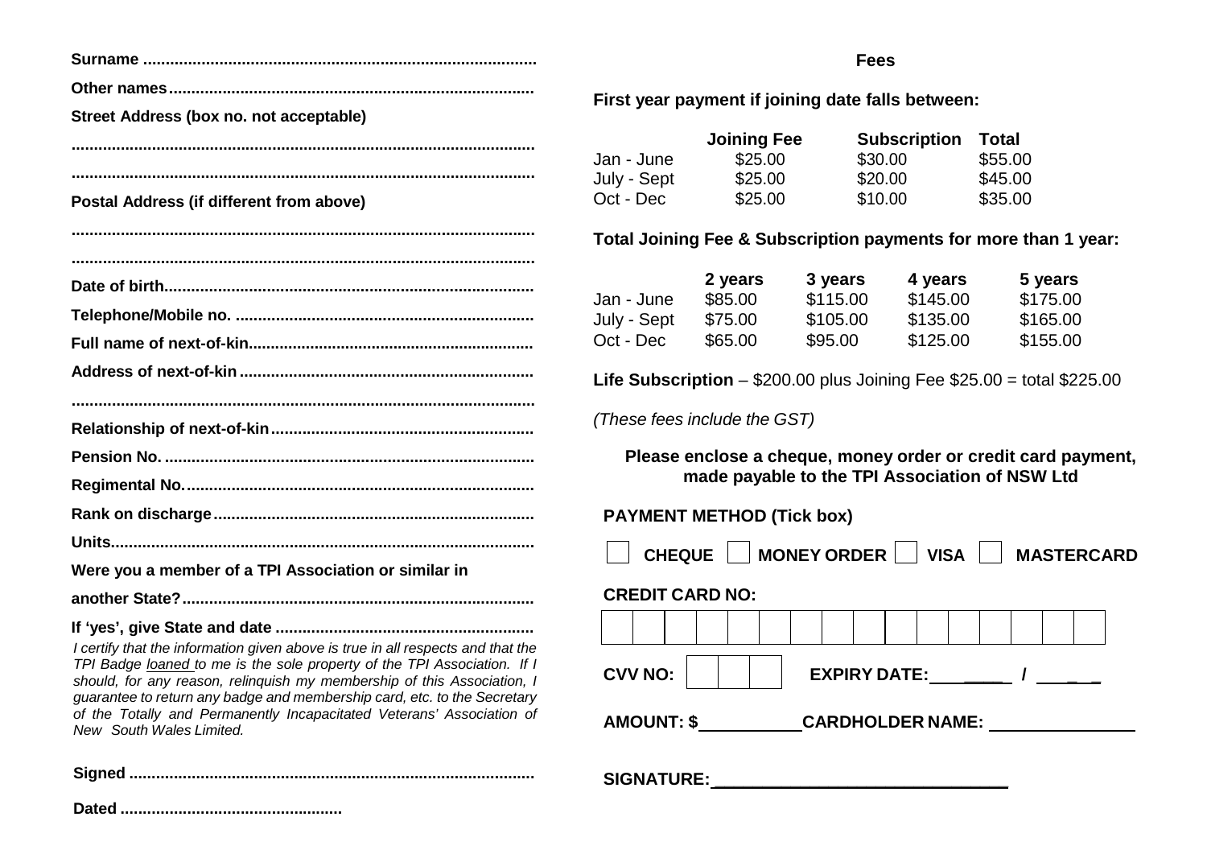**Surname** .......................................................................................

**Other names**.................................................................................

**Street Address (box no. not acceptable)**

.......................................................................................................

.......................................................................................................

**Postal Address (if different from above)**

.......................................................................................................

.......................................................................................................

**Date of birth**..................................................................................

**Telephone/Mobile no.** ..................................................................

**Full name of next-of-kin**................................................................

**Address of next-of-kin** .................................................................

.......................................................................................................

**Relationship of next-of-kin**...........................................................

**Pension No.** ...................................................................................

**Regimental No.**.............................................................................

**Rank on discharge**........................................................................

**Units**.............................................................................................

**Were you a member of a TPI Association or similar in another State?**.............................................................................

**If 'yes', give State and date** .........................................................

*I certify that the information given above is true in all respects and that the TPI Badge loaned to me is the sole property of the TPI Association. If I should, for any reason, relinquish my membership of this Association, I guarantee to return any badge and membership card, etc. to the Secretary of the Totally and Permanently Incapacitated Veterans' Association of New South Wales Limited.*

**Signed** ...........................................................................................

**Dated** ..................................................

## Fees

**First year payment if joining date falls between:**

| | Joining Fee | Subscription | Total |
|---|---|---|---|
| Jan - June | $25.00 | $30.00 | $55.00 |
| July - Sept | $25.00 | $20.00 | $45.00 |
| Oct - Dec | $25.00 | $10.00 | $35.00 |

**Total Joining Fee & Subscription payments for more than 1 year:**

| | 2 years | 3 years | 4 years | 5 years |
|---|---|---|---|---|
| Jan - June | $85.00 | $115.00 | $145.00 | $175.00 |
| July - Sept | $75.00 | $105.00 | $135.00 | $165.00 |
| Oct - Dec | $65.00 | $95.00 | $125.00 | $155.00 |

**Life Subscription** – $200.00 plus Joining Fee $25.00 = total $225.00

*(These fees include the GST)*

**Please enclose a cheque, money order or credit card payment, made payable to the TPI Association of NSW Ltd**

**PAYMENT METHOD (Tick box)**

☐ **CHEQUE** ☐ **MONEY ORDER** ☐ **VISA** ☐ **MASTERCARD**

**CREDIT CARD NO:**

| | | | | | | | | | | | | | | | |
|---|---|---|---|---|---|---|---|---|---|---|---|---|---|---|---|
| | | | | | | | | | | | | | | | |

**CVV NO:** ☐☐☐ **EXPIRY DATE:** _____ / _____

**AMOUNT: $**___________ **CARDHOLDER NAME:** _______________

**SIGNATURE:**______________________________